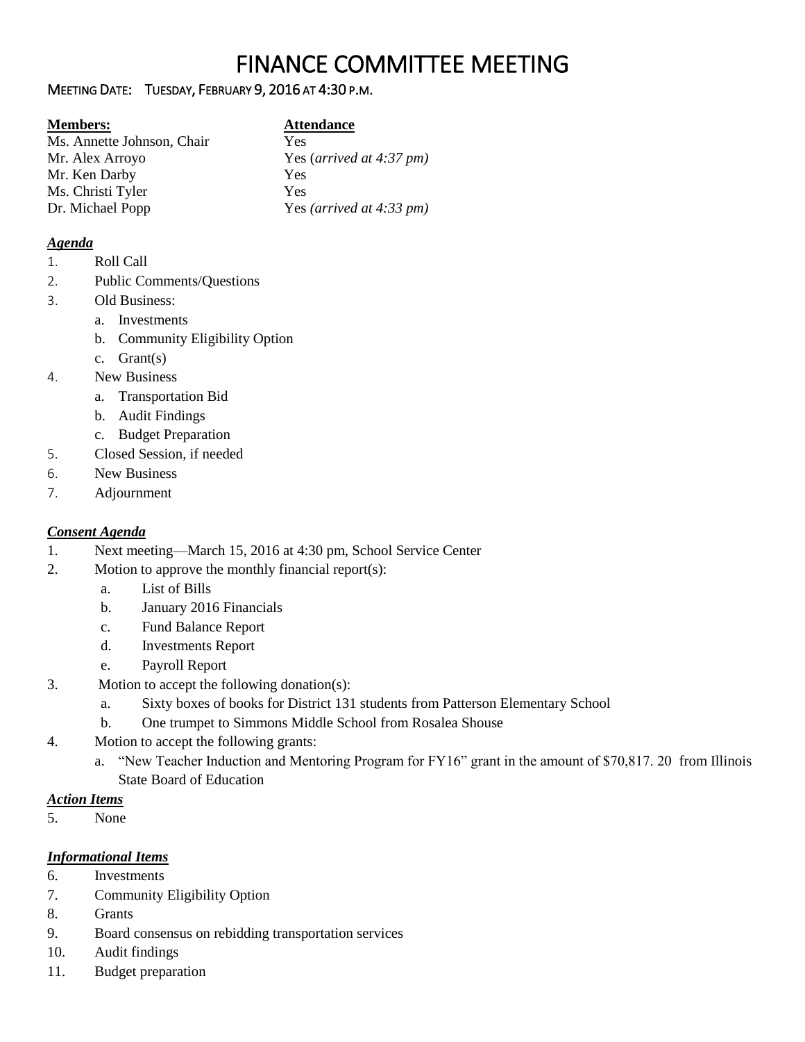# FINANCE COMMITTEE MEETING

MEETING DATE: TUESDAY, FEBRUARY 9, 2016 AT 4:30 P.M.

| **Members:** | **Attendance** |
|---|---|
| Ms. Annette Johnson, Chair | Yes |
| Mr. Alex Arroyo | Yes (*arrived at 4:37 pm*) |
| Mr. Ken Darby | Yes |
| Ms. Christi Tyler | Yes |
| Dr. Michael Popp | Yes *(arrived at 4:33 pm)* |

### *Agenda*

1. Roll Call
2. Public Comments/Questions
3. Old Business:
   a. Investments
   b. Community Eligibility Option
   c. Grant(s)
4. New Business
   a. Transportation Bid
   b. Audit Findings
   c. Budget Preparation
5. Closed Session, if needed
6. New Business
7. Adjournment

### *Consent Agenda*

1. Next meeting—March 15, 2016 at 4:30 pm, School Service Center
2. Motion to approve the monthly financial report(s):
   a. List of Bills
   b. January 2016 Financials
   c. Fund Balance Report
   d. Investments Report
   e. Payroll Report
3. Motion to accept the following donation(s):
   a. Sixty boxes of books for District 131 students from Patterson Elementary School
   b. One trumpet to Simmons Middle School from Rosalea Shouse
4. Motion to accept the following grants:
   a. "New Teacher Induction and Mentoring Program for FY16" grant in the amount of $70,817. 20 from Illinois State Board of Education

### *Action Items*

5. None

### *Informational Items*

6. Investments
7. Community Eligibility Option
8. Grants
9. Board consensus on rebidding transportation services
10. Audit findings
11. Budget preparation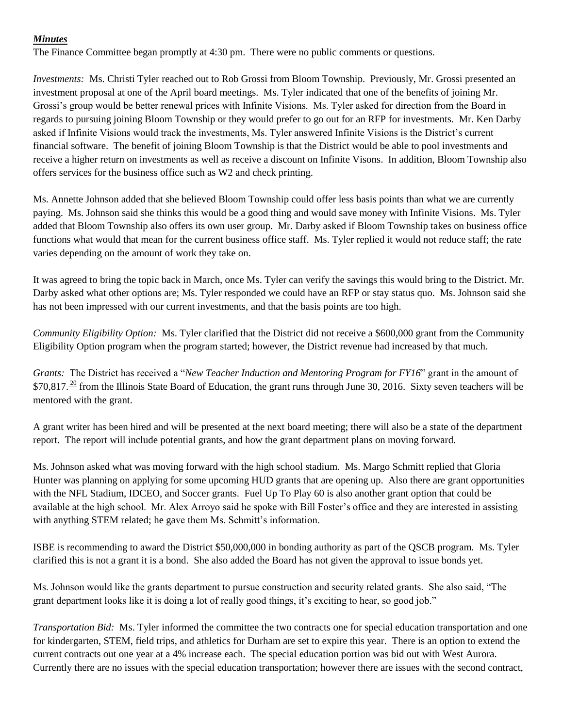***Minutes***

The Finance Committee began promptly at 4:30 pm. There were no public comments or questions.

*Investments:* Ms. Christi Tyler reached out to Rob Grossi from Bloom Township. Previously, Mr. Grossi presented an investment proposal at one of the April board meetings. Ms. Tyler indicated that one of the benefits of joining Mr. Grossi's group would be better renewal prices with Infinite Visions. Ms. Tyler asked for direction from the Board in regards to pursuing joining Bloom Township or they would prefer to go out for an RFP for investments. Mr. Ken Darby asked if Infinite Visions would track the investments, Ms. Tyler answered Infinite Visions is the District's current financial software. The benefit of joining Bloom Township is that the District would be able to pool investments and receive a higher return on investments as well as receive a discount on Infinite Visons. In addition, Bloom Township also offers services for the business office such as W2 and check printing.

Ms. Annette Johnson added that she believed Bloom Township could offer less basis points than what we are currently paying. Ms. Johnson said she thinks this would be a good thing and would save money with Infinite Visions. Ms. Tyler added that Bloom Township also offers its own user group. Mr. Darby asked if Bloom Township takes on business office functions what would that mean for the current business office staff. Ms. Tyler replied it would not reduce staff; the rate varies depending on the amount of work they take on.

It was agreed to bring the topic back in March, once Ms. Tyler can verify the savings this would bring to the District. Mr. Darby asked what other options are; Ms. Tyler responded we could have an RFP or stay status quo. Ms. Johnson said she has not been impressed with our current investments, and that the basis points are too high.

*Community Eligibility Option:* Ms. Tyler clarified that the District did not receive a $600,000 grant from the Community Eligibility Option program when the program started; however, the District revenue had increased by that much.

*Grants:* The District has received a "*New Teacher Induction and Mentoring Program for FY16*" grant in the amount of $70,817.[20] from the Illinois State Board of Education, the grant runs through June 30, 2016. Sixty seven teachers will be mentored with the grant.

A grant writer has been hired and will be presented at the next board meeting; there will also be a state of the department report. The report will include potential grants, and how the grant department plans on moving forward.

Ms. Johnson asked what was moving forward with the high school stadium. Ms. Margo Schmitt replied that Gloria Hunter was planning on applying for some upcoming HUD grants that are opening up. Also there are grant opportunities with the NFL Stadium, IDCEO, and Soccer grants. Fuel Up To Play 60 is also another grant option that could be available at the high school. Mr. Alex Arroyo said he spoke with Bill Foster's office and they are interested in assisting with anything STEM related; he gave them Ms. Schmitt's information.

ISBE is recommending to award the District $50,000,000 in bonding authority as part of the QSCB program. Ms. Tyler clarified this is not a grant it is a bond. She also added the Board has not given the approval to issue bonds yet.

Ms. Johnson would like the grants department to pursue construction and security related grants. She also said, "The grant department looks like it is doing a lot of really good things, it's exciting to hear, so good job."

*Transportation Bid:* Ms. Tyler informed the committee the two contracts one for special education transportation and one for kindergarten, STEM, field trips, and athletics for Durham are set to expire this year. There is an option to extend the current contracts out one year at a 4% increase each. The special education portion was bid out with West Aurora. Currently there are no issues with the special education transportation; however there are issues with the second contract,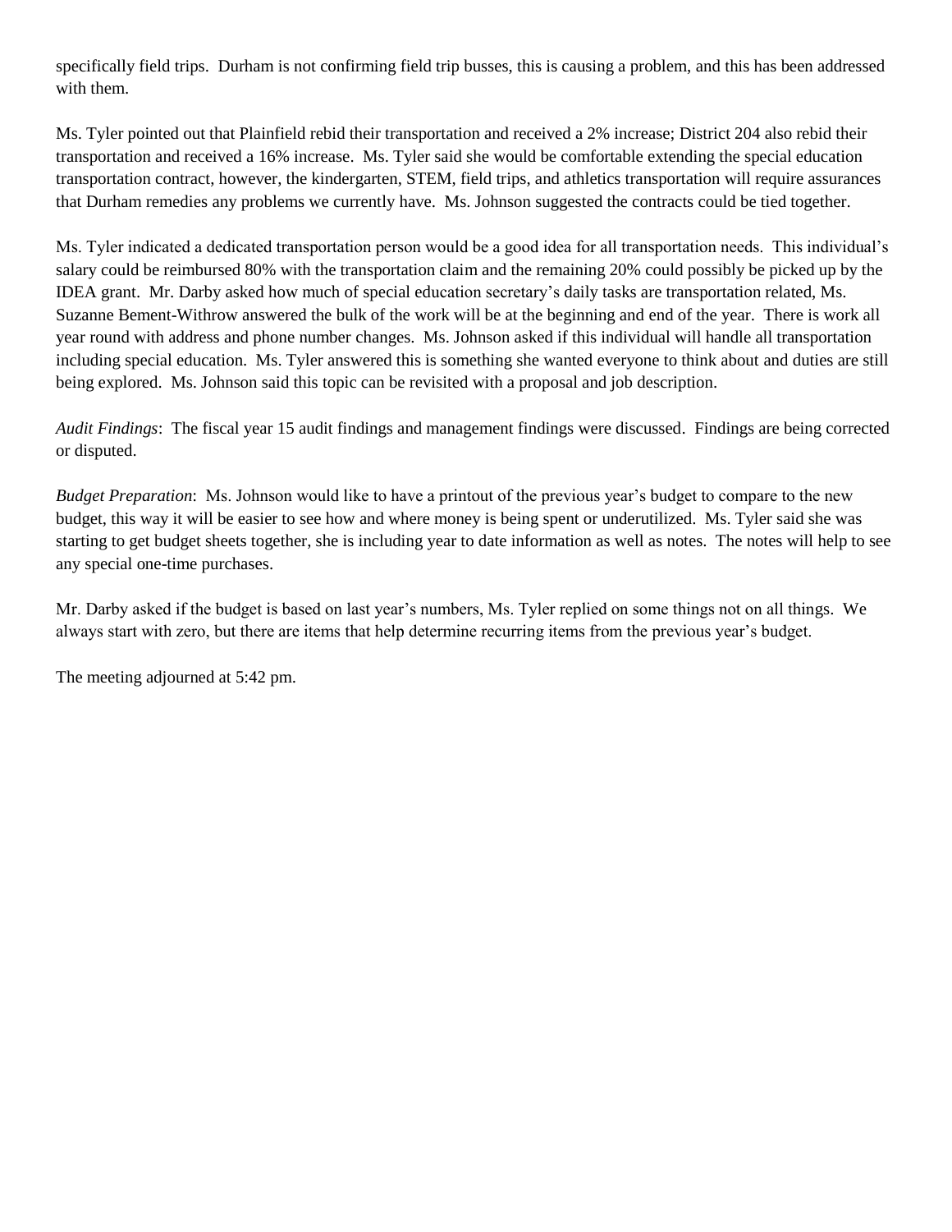specifically field trips. Durham is not confirming field trip busses, this is causing a problem, and this has been addressed with them.

Ms. Tyler pointed out that Plainfield rebid their transportation and received a 2% increase; District 204 also rebid their transportation and received a 16% increase. Ms. Tyler said she would be comfortable extending the special education transportation contract, however, the kindergarten, STEM, field trips, and athletics transportation will require assurances that Durham remedies any problems we currently have. Ms. Johnson suggested the contracts could be tied together.

Ms. Tyler indicated a dedicated transportation person would be a good idea for all transportation needs. This individual's salary could be reimbursed 80% with the transportation claim and the remaining 20% could possibly be picked up by the IDEA grant. Mr. Darby asked how much of special education secretary's daily tasks are transportation related, Ms. Suzanne Bement-Withrow answered the bulk of the work will be at the beginning and end of the year. There is work all year round with address and phone number changes. Ms. Johnson asked if this individual will handle all transportation including special education. Ms. Tyler answered this is something she wanted everyone to think about and duties are still being explored. Ms. Johnson said this topic can be revisited with a proposal and job description.

*Audit Findings*: The fiscal year 15 audit findings and management findings were discussed. Findings are being corrected or disputed.

*Budget Preparation*: Ms. Johnson would like to have a printout of the previous year's budget to compare to the new budget, this way it will be easier to see how and where money is being spent or underutilized. Ms. Tyler said she was starting to get budget sheets together, she is including year to date information as well as notes. The notes will help to see any special one-time purchases.

Mr. Darby asked if the budget is based on last year's numbers, Ms. Tyler replied on some things not on all things. We always start with zero, but there are items that help determine recurring items from the previous year's budget.

The meeting adjourned at 5:42 pm.